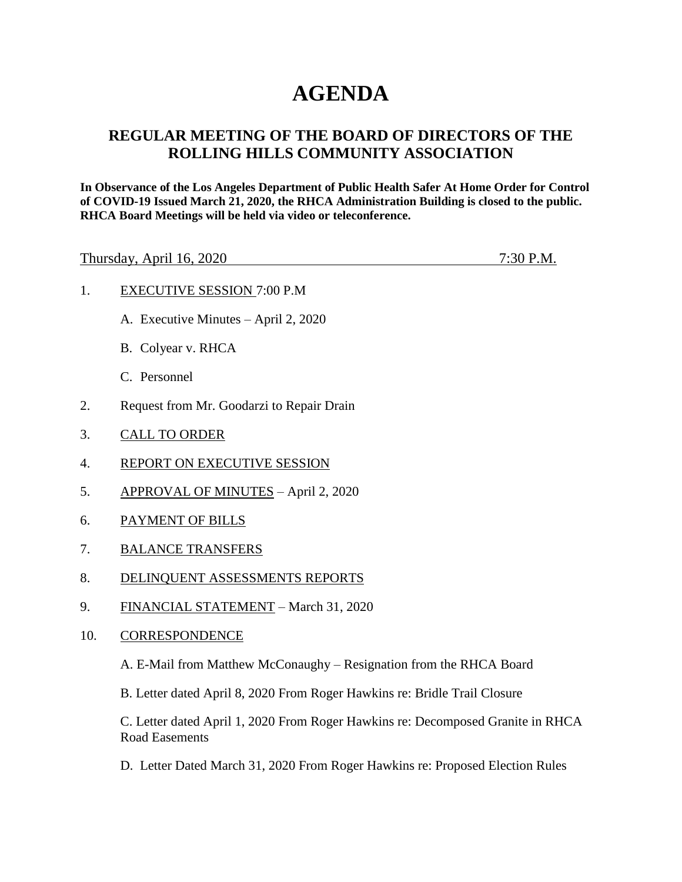# AGENDA

## REGULAR MEETING OF THE BOARD OF DIRECTORS OF THE ROLLING HILLS COMMUNITY ASSOCIATION

**In Observance of the Los Angeles Department of Public Health Safer At Home Order for Control of COVID-19 Issued March 21, 2020, the RHCA Administration Building is closed to the public. RHCA Board Meetings will be held via video or teleconference.**

Thursday, April 16, 2020 7:30 P.M.

1. EXECUTIVE SESSION 7:00 P.M

   A. Executive Minutes – April 2, 2020

   B. Colyear v. RHCA

   C. Personnel

2. Request from Mr. Goodarzi to Repair Drain

3. CALL TO ORDER

4. REPORT ON EXECUTIVE SESSION

5. APPROVAL OF MINUTES – April 2, 2020

6. PAYMENT OF BILLS

7. BALANCE TRANSFERS

8. DELINQUENT ASSESSMENTS REPORTS

9. FINANCIAL STATEMENT – March 31, 2020

10. CORRESPONDENCE

    A. E-Mail from Matthew McConaughy – Resignation from the RHCA Board

    B. Letter dated April 8, 2020 From Roger Hawkins re: Bridle Trail Closure

    C. Letter dated April 1, 2020 From Roger Hawkins re: Decomposed Granite in RHCA Road Easements

    D. Letter Dated March 31, 2020 From Roger Hawkins re: Proposed Election Rules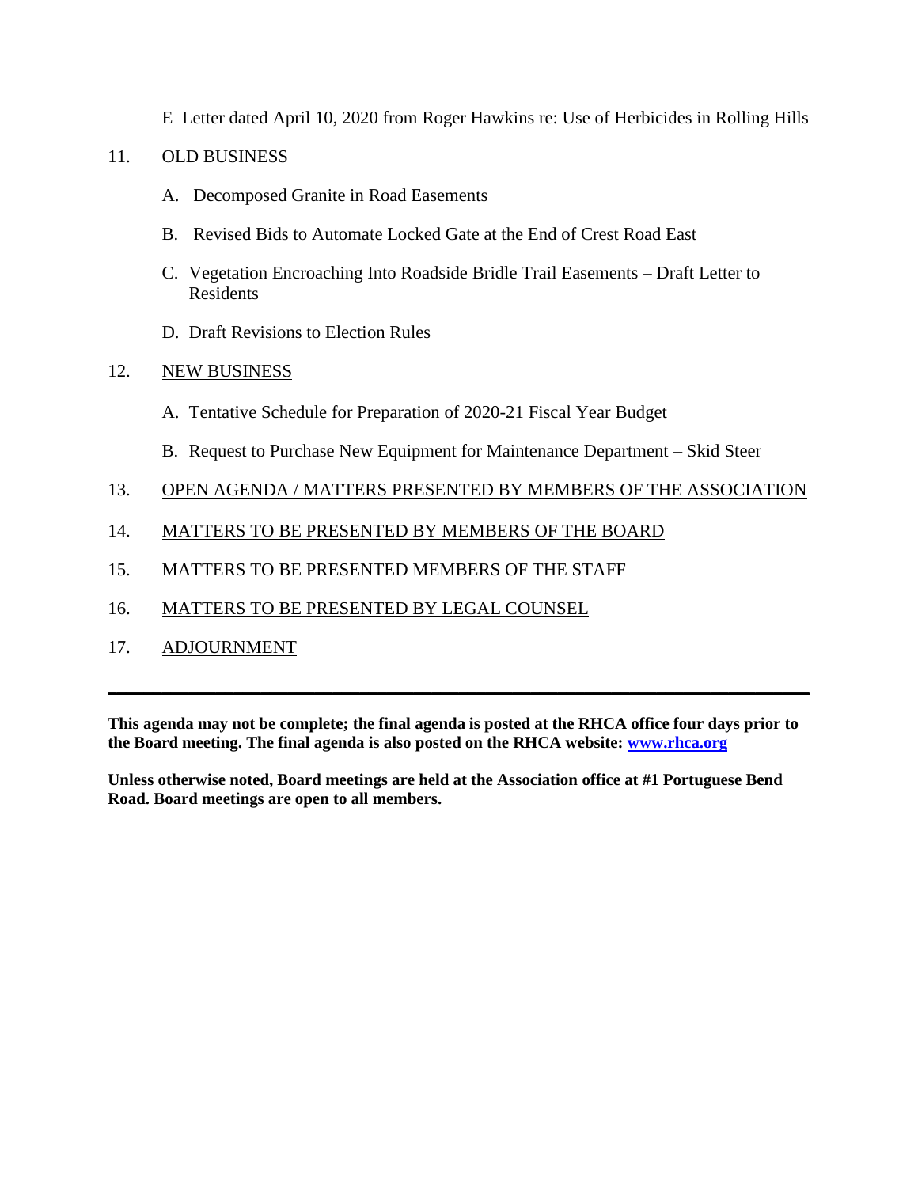E Letter dated April 10, 2020 from Roger Hawkins re: Use of Herbicides in Rolling Hills

11. OLD BUSINESS

    A. Decomposed Granite in Road Easements

    B. Revised Bids to Automate Locked Gate at the End of Crest Road East

    C. Vegetation Encroaching Into Roadside Bridle Trail Easements – Draft Letter to Residents

    D. Draft Revisions to Election Rules

12. NEW BUSINESS

    A. Tentative Schedule for Preparation of 2020-21 Fiscal Year Budget

    B. Request to Purchase New Equipment for Maintenance Department – Skid Steer

13. OPEN AGENDA / MATTERS PRESENTED BY MEMBERS OF THE ASSOCIATION

14. MATTERS TO BE PRESENTED BY MEMBERS OF THE BOARD

15. MATTERS TO BE PRESENTED MEMBERS OF THE STAFF

16. MATTERS TO BE PRESENTED BY LEGAL COUNSEL

17. ADJOURNMENT

---

**This agenda may not be complete; the final agenda is posted at the RHCA office four days prior to the Board meeting. The final agenda is also posted on the RHCA website: [www.rhca.org](http://www.rhca.org)**

**Unless otherwise noted, Board meetings are held at the Association office at #1 Portuguese Bend Road. Board meetings are open to all members.**